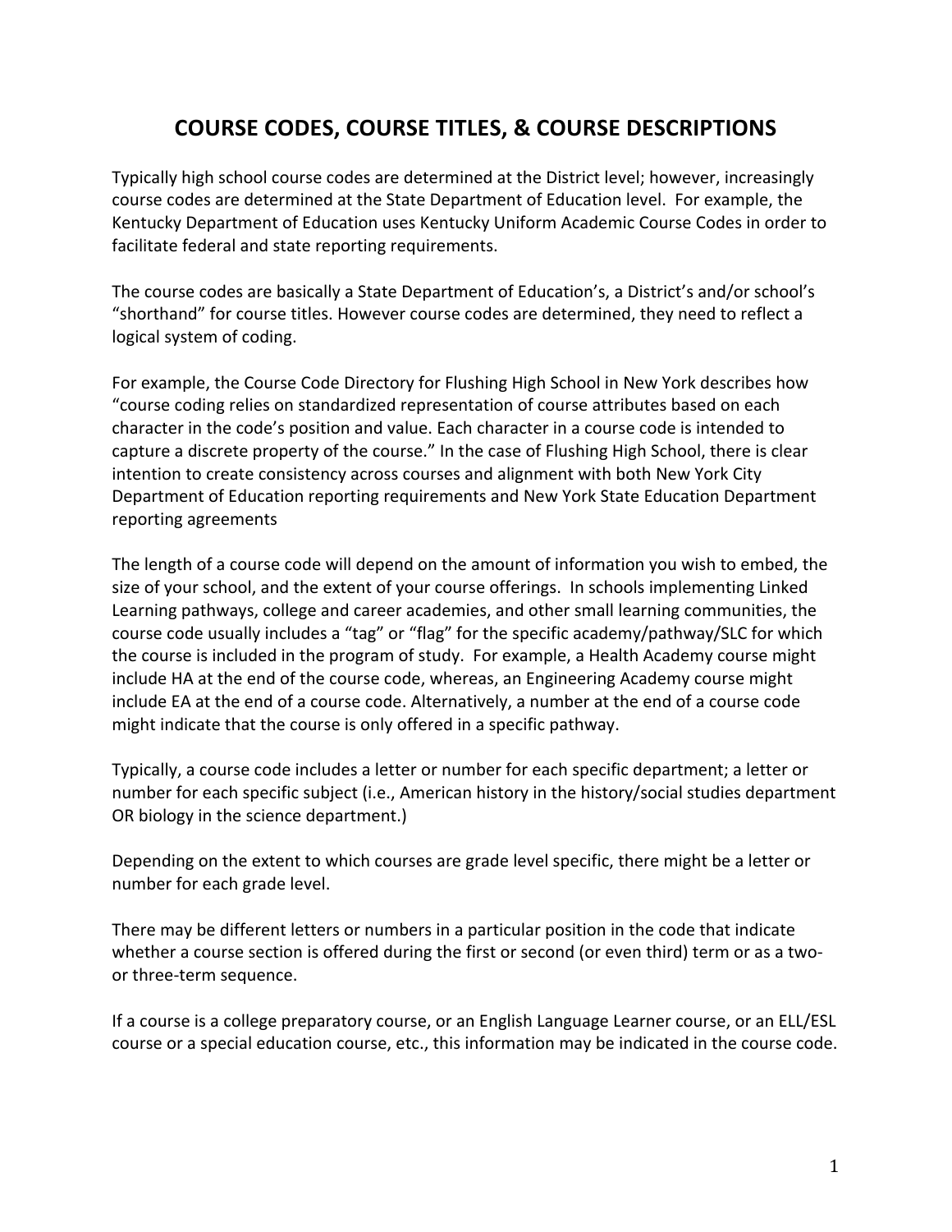# COURSE CODES, COURSE TITLES, & COURSE DESCRIPTIONS

Typically high school course codes are determined at the District level; however, increasingly course codes are determined at the State Department of Education level. For example, the Kentucky Department of Education uses Kentucky Uniform Academic Course Codes in order to facilitate federal and state reporting requirements.

The course codes are basically a State Department of Education's, a District's and/or school's "shorthand" for course titles. However course codes are determined, they need to reflect a logical system of coding.

For example, the Course Code Directory for Flushing High School in New York describes how "course coding relies on standardized representation of course attributes based on each character in the code's position and value. Each character in a course code is intended to capture a discrete property of the course." In the case of Flushing High School, there is clear intention to create consistency across courses and alignment with both New York City Department of Education reporting requirements and New York State Education Department reporting agreements

The length of a course code will depend on the amount of information you wish to embed, the size of your school, and the extent of your course offerings. In schools implementing Linked Learning pathways, college and career academies, and other small learning communities, the course code usually includes a "tag" or "flag" for the specific academy/pathway/SLC for which the course is included in the program of study. For example, a Health Academy course might include HA at the end of the course code, whereas, an Engineering Academy course might include EA at the end of a course code. Alternatively, a number at the end of a course code might indicate that the course is only offered in a specific pathway.

Typically, a course code includes a letter or number for each specific department; a letter or number for each specific subject (i.e., American history in the history/social studies department OR biology in the science department.)

Depending on the extent to which courses are grade level specific, there might be a letter or number for each grade level.

There may be different letters or numbers in a particular position in the code that indicate whether a course section is offered during the first or second (or even third) term or as a two- or three-term sequence.

If a course is a college preparatory course, or an English Language Learner course, or an ELL/ESL course or a special education course, etc., this information may be indicated in the course code.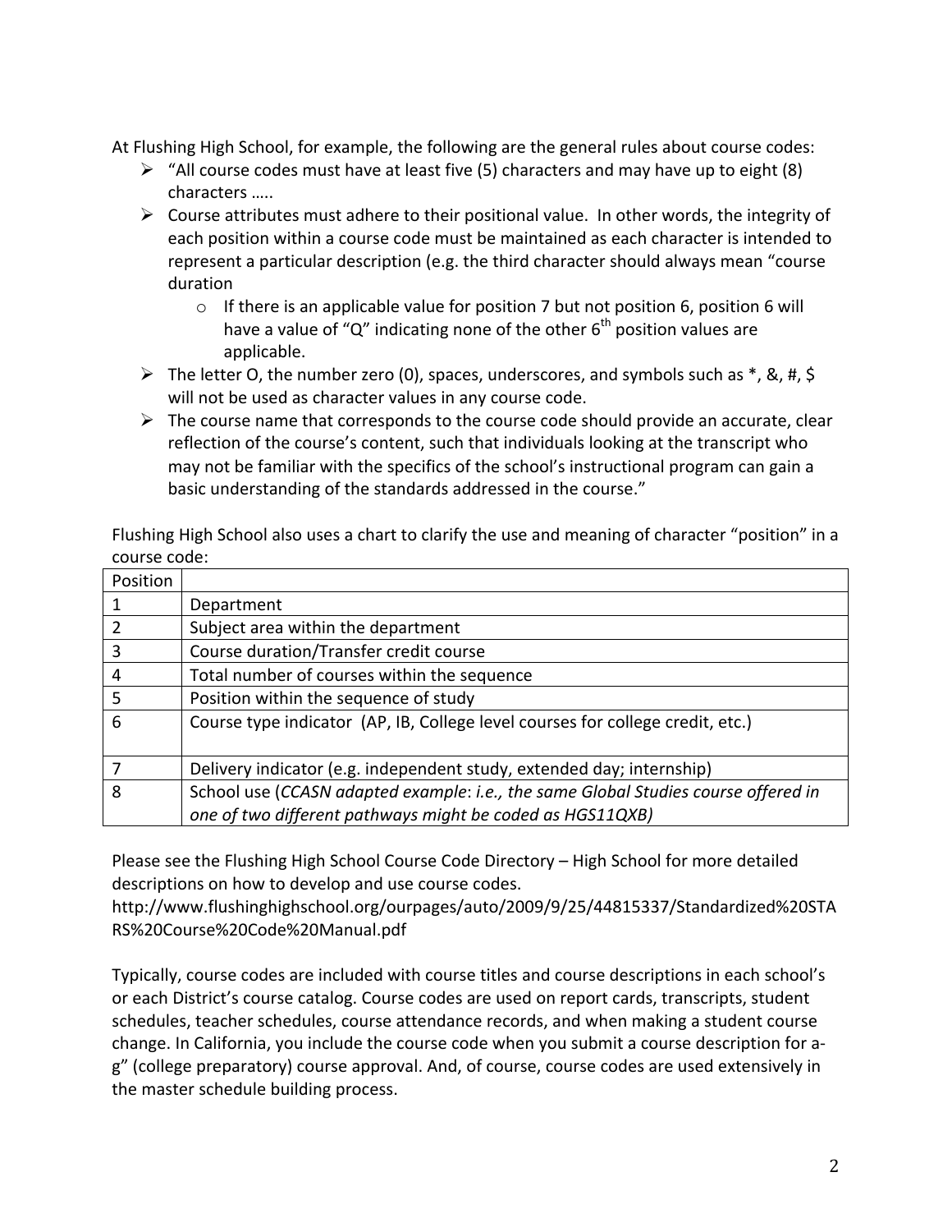At Flushing High School, for example, the following are the general rules about course codes:

- "All course codes must have at least five (5) characters and may have up to eight (8) characters …..
- Course attributes must adhere to their positional value. In other words, the integrity of each position within a course code must be maintained as each character is intended to represent a particular description (e.g. the third character should always mean "course duration
    - If there is an applicable value for position 7 but not position 6, position 6 will have a value of "Q" indicating none of the other 6th position values are applicable.
- The letter O, the number zero (0), spaces, underscores, and symbols such as *, &, #, $ will not be used as character values in any course code.
- The course name that corresponds to the course code should provide an accurate, clear reflection of the course's content, such that individuals looking at the transcript who may not be familiar with the specifics of the school's instructional program can gain a basic understanding of the standards addressed in the course."

Flushing High School also uses a chart to clarify the use and meaning of character "position" in a course code:

| Position | |
|---|---|
| 1 | Department |
| 2 | Subject area within the department |
| 3 | Course duration/Transfer credit course |
| 4 | Total number of courses within the sequence |
| 5 | Position within the sequence of study |
| 6 | Course type indicator (AP, IB, College level courses for college credit, etc.) |
| 7 | Delivery indicator (e.g. independent study, extended day; internship) |
| 8 | School use (*CCASN adapted example*: *i.e., the same Global Studies course offered in one of two different pathways might be coded as HGS11QXB)* |

Please see the Flushing High School Course Code Directory – High School for more detailed descriptions on how to develop and use course codes.
http://www.flushinghighschool.org/ourpages/auto/2009/9/25/44815337/Standardized%20STARS%20Course%20Code%20Manual.pdf

Typically, course codes are included with course titles and course descriptions in each school's or each District's course catalog. Course codes are used on report cards, transcripts, student schedules, teacher schedules, course attendance records, and when making a student course change. In California, you include the course code when you submit a course description for a-g" (college preparatory) course approval. And, of course, course codes are used extensively in the master schedule building process.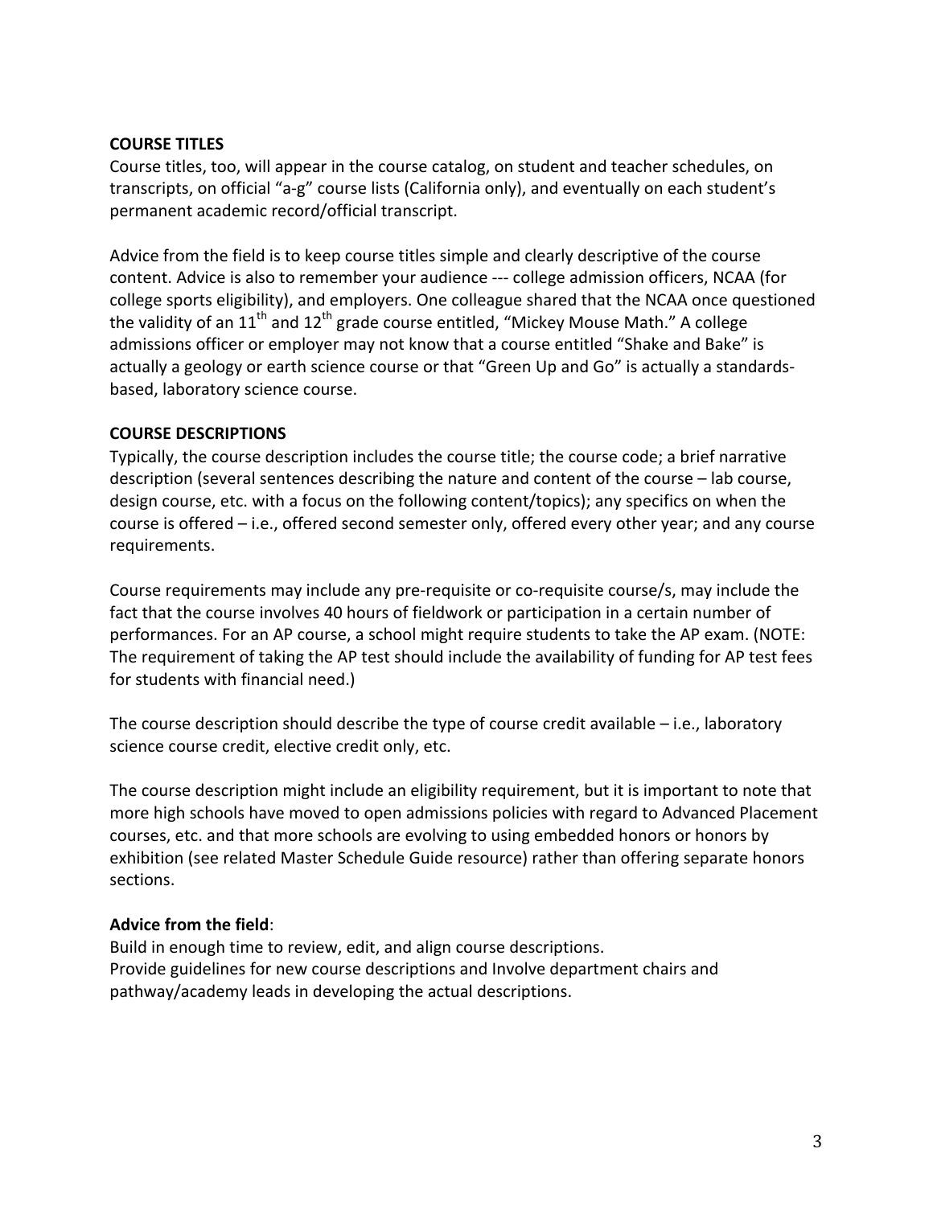**COURSE TITLES**

Course titles, too, will appear in the course catalog, on student and teacher schedules, on transcripts, on official "a-g" course lists (California only), and eventually on each student's permanent academic record/official transcript.

Advice from the field is to keep course titles simple and clearly descriptive of the course content. Advice is also to remember your audience --- college admission officers, NCAA (for college sports eligibility), and employers. One colleague shared that the NCAA once questioned the validity of an 11th and 12th grade course entitled, "Mickey Mouse Math." A college admissions officer or employer may not know that a course entitled "Shake and Bake" is actually a geology or earth science course or that "Green Up and Go" is actually a standards-based, laboratory science course.

**COURSE DESCRIPTIONS**

Typically, the course description includes the course title; the course code; a brief narrative description (several sentences describing the nature and content of the course – lab course, design course, etc. with a focus on the following content/topics); any specifics on when the course is offered – i.e., offered second semester only, offered every other year; and any course requirements.

Course requirements may include any pre-requisite or co-requisite course/s, may include the fact that the course involves 40 hours of fieldwork or participation in a certain number of performances. For an AP course, a school might require students to take the AP exam. (NOTE: The requirement of taking the AP test should include the availability of funding for AP test fees for students with financial need.)

The course description should describe the type of course credit available – i.e., laboratory science course credit, elective credit only, etc.

The course description might include an eligibility requirement, but it is important to note that more high schools have moved to open admissions policies with regard to Advanced Placement courses, etc. and that more schools are evolving to using embedded honors or honors by exhibition (see related Master Schedule Guide resource) rather than offering separate honors sections.

**Advice from the field**:

Build in enough time to review, edit, and align course descriptions.
Provide guidelines for new course descriptions and Involve department chairs and pathway/academy leads in developing the actual descriptions.